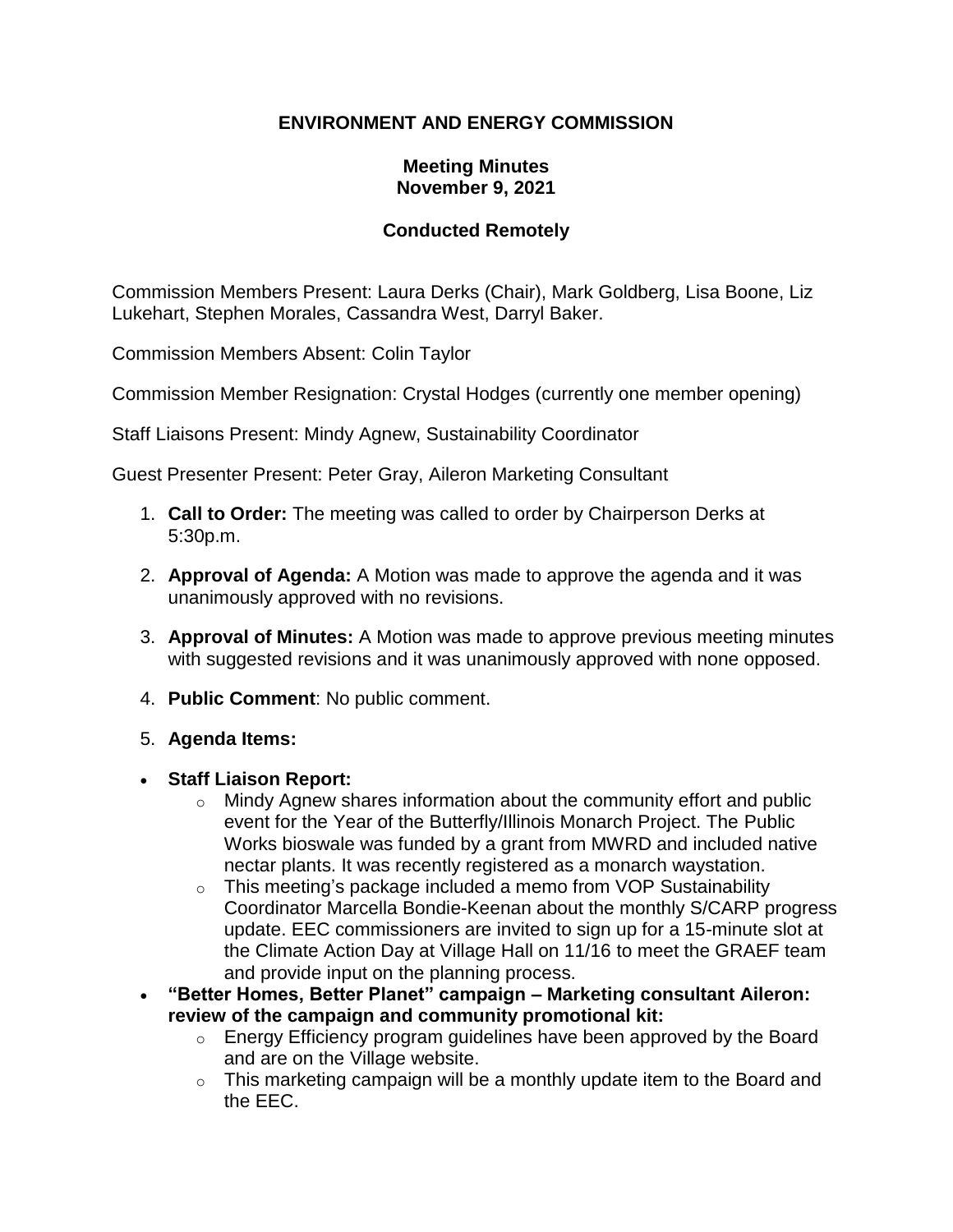# ENVIRONMENT AND ENERGY COMMISSION

## Meeting Minutes
## November 9, 2021

## Conducted Remotely

Commission Members Present: Laura Derks (Chair), Mark Goldberg, Lisa Boone, Liz Lukehart, Stephen Morales, Cassandra West, Darryl Baker.

Commission Members Absent: Colin Taylor

Commission Member Resignation: Crystal Hodges (currently one member opening)

Staff Liaisons Present: Mindy Agnew, Sustainability Coordinator

Guest Presenter Present: Peter Gray, Aileron Marketing Consultant

1. **Call to Order:** The meeting was called to order by Chairperson Derks at 5:30p.m.
2. **Approval of Agenda:** A Motion was made to approve the agenda and it was unanimously approved with no revisions.
3. **Approval of Minutes:** A Motion was made to approve previous meeting minutes with suggested revisions and it was unanimously approved with none opposed.
4. **Public Comment**: No public comment.
5. **Agenda Items:**

- **Staff Liaison Report:**
  - Mindy Agnew shares information about the community effort and public event for the Year of the Butterfly/Illinois Monarch Project. The Public Works bioswale was funded by a grant from MWRD and included native nectar plants. It was recently registered as a monarch waystation.
  - This meeting's package included a memo from VOP Sustainability Coordinator Marcella Bondie-Keenan about the monthly S/CARP progress update. EEC commissioners are invited to sign up for a 15-minute slot at the Climate Action Day at Village Hall on 11/16 to meet the GRAEF team and provide input on the planning process.
- **"Better Homes, Better Planet" campaign – Marketing consultant Aileron: review of the campaign and community promotional kit:**
  - Energy Efficiency program guidelines have been approved by the Board and are on the Village website.
  - This marketing campaign will be a monthly update item to the Board and the EEC.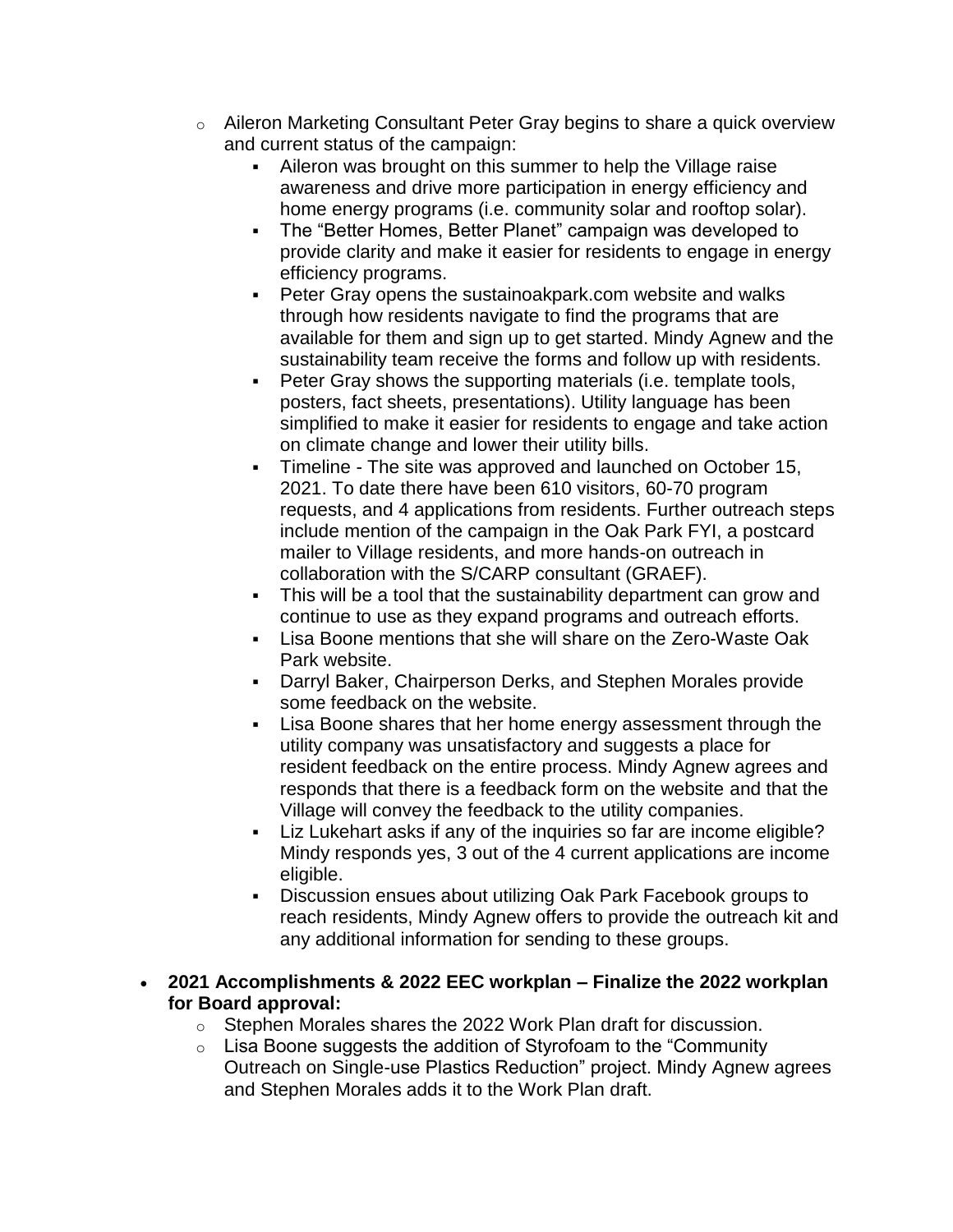- Aileron Marketing Consultant Peter Gray begins to share a quick overview and current status of the campaign:
    - Aileron was brought on this summer to help the Village raise awareness and drive more participation in energy efficiency and home energy programs (i.e. community solar and rooftop solar).
    - The "Better Homes, Better Planet" campaign was developed to provide clarity and make it easier for residents to engage in energy efficiency programs.
    - Peter Gray opens the sustainoakpark.com website and walks through how residents navigate to find the programs that are available for them and sign up to get started. Mindy Agnew and the sustainability team receive the forms and follow up with residents.
    - Peter Gray shows the supporting materials (i.e. template tools, posters, fact sheets, presentations). Utility language has been simplified to make it easier for residents to engage and take action on climate change and lower their utility bills.
    - Timeline - The site was approved and launched on October 15, 2021. To date there have been 610 visitors, 60-70 program requests, and 4 applications from residents. Further outreach steps include mention of the campaign in the Oak Park FYI, a postcard mailer to Village residents, and more hands-on outreach in collaboration with the S/CARP consultant (GRAEF).
    - This will be a tool that the sustainability department can grow and continue to use as they expand programs and outreach efforts.
    - Lisa Boone mentions that she will share on the Zero-Waste Oak Park website.
    - Darryl Baker, Chairperson Derks, and Stephen Morales provide some feedback on the website.
    - Lisa Boone shares that her home energy assessment through the utility company was unsatisfactory and suggests a place for resident feedback on the entire process. Mindy Agnew agrees and responds that there is a feedback form on the website and that the Village will convey the feedback to the utility companies.
    - Liz Lukehart asks if any of the inquiries so far are income eligible? Mindy responds yes, 3 out of the 4 current applications are income eligible.
    - Discussion ensues about utilizing Oak Park Facebook groups to reach residents, Mindy Agnew offers to provide the outreach kit and any additional information for sending to these groups.

- **2021 Accomplishments & 2022 EEC workplan – Finalize the 2022 workplan for Board approval:**
    - Stephen Morales shares the 2022 Work Plan draft for discussion.
    - Lisa Boone suggests the addition of Styrofoam to the "Community Outreach on Single-use Plastics Reduction" project. Mindy Agnew agrees and Stephen Morales adds it to the Work Plan draft.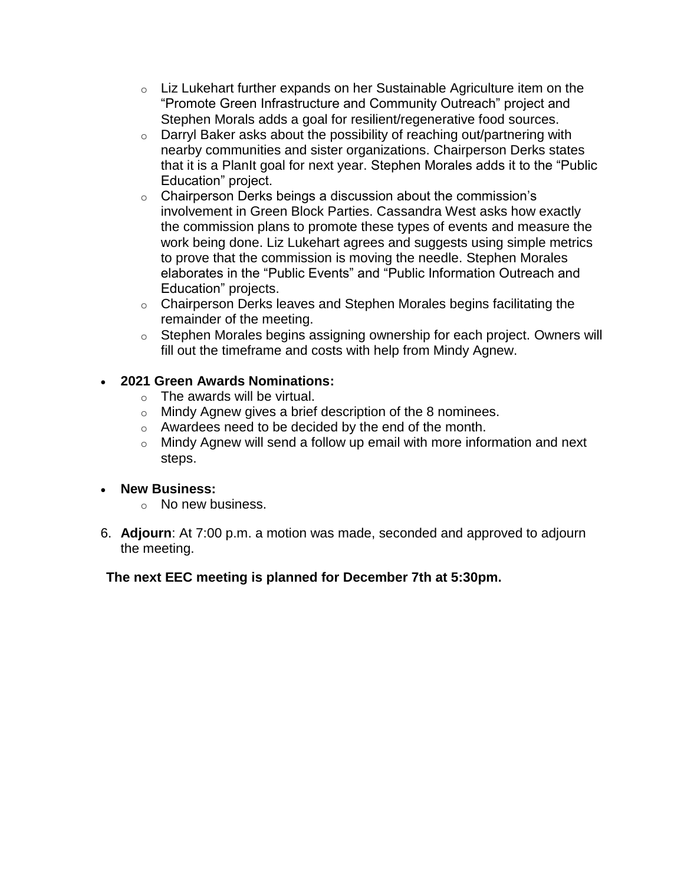- Liz Lukehart further expands on her Sustainable Agriculture item on the "Promote Green Infrastructure and Community Outreach" project and Stephen Morals adds a goal for resilient/regenerative food sources.
  - Darryl Baker asks about the possibility of reaching out/partnering with nearby communities and sister organizations. Chairperson Derks states that it is a PlanIt goal for next year. Stephen Morales adds it to the "Public Education" project.
  - Chairperson Derks beings a discussion about the commission's involvement in Green Block Parties. Cassandra West asks how exactly the commission plans to promote these types of events and measure the work being done. Liz Lukehart agrees and suggests using simple metrics to prove that the commission is moving the needle. Stephen Morales elaborates in the "Public Events" and "Public Information Outreach and Education" projects.
  - Chairperson Derks leaves and Stephen Morales begins facilitating the remainder of the meeting.
  - Stephen Morales begins assigning ownership for each project. Owners will fill out the timeframe and costs with help from Mindy Agnew.

- **2021 Green Awards Nominations:**
  - The awards will be virtual.
  - Mindy Agnew gives a brief description of the 8 nominees.
  - Awardees need to be decided by the end of the month.
  - Mindy Agnew will send a follow up email with more information and next steps.

- **New Business:**
  - No new business.

6. **Adjourn**: At 7:00 p.m. a motion was made, seconded and approved to adjourn the meeting.

**The next EEC meeting is planned for December 7th at 5:30pm.**